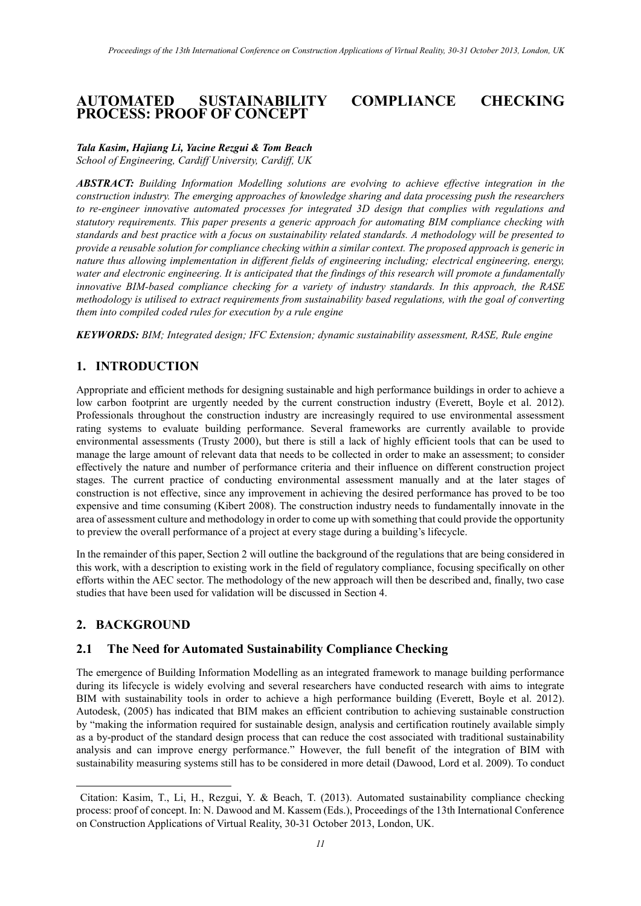# AUTOMATED SUSTAINABILITY COMPLIANCE CHECKING PROCESS: PROOF OF CONCEPT

***Tala Kasim, Hajiang Li, Yacine Rezgui & Tom Beach***
*School of Engineering, Cardiff University, Cardiff, UK*

***ABSTRACT:*** *Building Information Modelling solutions are evolving to achieve effective integration in the construction industry. The emerging approaches of knowledge sharing and data processing push the researchers to re-engineer innovative automated processes for integrated 3D design that complies with regulations and statutory requirements. This paper presents a generic approach for automating BIM compliance checking with standards and best practice with a focus on sustainability related standards. A methodology will be presented to provide a reusable solution for compliance checking within a similar context. The proposed approach is generic in nature thus allowing implementation in different fields of engineering including; electrical engineering, energy, water and electronic engineering. It is anticipated that the findings of this research will promote a fundamentally innovative BIM-based compliance checking for a variety of industry standards. In this approach, the RASE methodology is utilised to extract requirements from sustainability based regulations, with the goal of converting them into compiled coded rules for execution by a rule engine*

***KEYWORDS:*** *BIM; Integrated design; IFC Extension; dynamic sustainability assessment, RASE, Rule engine*

## 1. INTRODUCTION

Appropriate and efficient methods for designing sustainable and high performance buildings in order to achieve a low carbon footprint are urgently needed by the current construction industry (Everett, Boyle et al. 2012). Professionals throughout the construction industry are increasingly required to use environmental assessment rating systems to evaluate building performance. Several frameworks are currently available to provide environmental assessments (Trusty 2000), but there is still a lack of highly efficient tools that can be used to manage the large amount of relevant data that needs to be collected in order to make an assessment; to consider effectively the nature and number of performance criteria and their influence on different construction project stages. The current practice of conducting environmental assessment manually and at the later stages of construction is not effective, since any improvement in achieving the desired performance has proved to be too expensive and time consuming (Kibert 2008). The construction industry needs to fundamentally innovate in the area of assessment culture and methodology in order to come up with something that could provide the opportunity to preview the overall performance of a project at every stage during a building's lifecycle.

In the remainder of this paper, Section 2 will outline the background of the regulations that are being considered in this work, with a description to existing work in the field of regulatory compliance, focusing specifically on other efforts within the AEC sector. The methodology of the new approach will then be described and, finally, two case studies that have been used for validation will be discussed in Section 4.

## 2. BACKGROUND

### 2.1 The Need for Automated Sustainability Compliance Checking

The emergence of Building Information Modelling as an integrated framework to manage building performance during its lifecycle is widely evolving and several researchers have conducted research with aims to integrate BIM with sustainability tools in order to achieve a high performance building (Everett, Boyle et al. 2012). Autodesk, (2005) has indicated that BIM makes an efficient contribution to achieving sustainable construction by "making the information required for sustainable design, analysis and certification routinely available simply as a by-product of the standard design process that can reduce the cost associated with traditional sustainability analysis and can improve energy performance." However, the full benefit of the integration of BIM with sustainability measuring systems still has to be considered in more detail (Dawood, Lord et al. 2009). To conduct

Citation: Kasim, T., Li, H., Rezgui, Y. & Beach, T. (2013). Automated sustainability compliance checking process: proof of concept. In: N. Dawood and M. Kassem (Eds.), Proceedings of the 13th International Conference on Construction Applications of Virtual Reality, 30-31 October 2013, London, UK.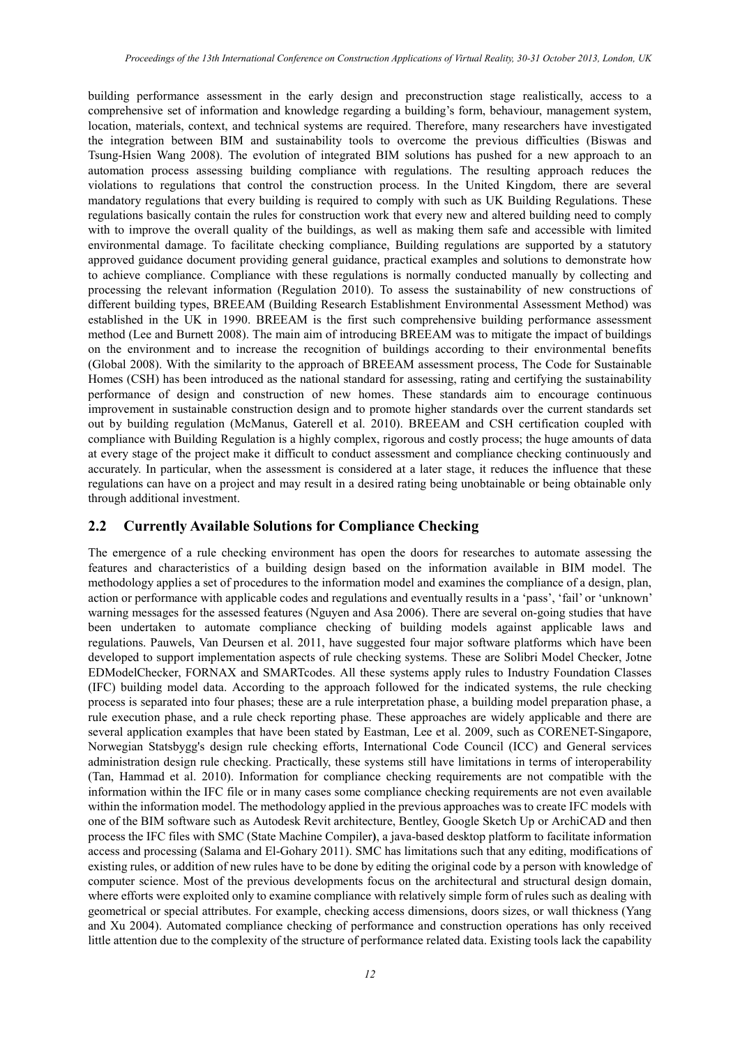building performance assessment in the early design and preconstruction stage realistically, access to a comprehensive set of information and knowledge regarding a building's form, behaviour, management system, location, materials, context, and technical systems are required. Therefore, many researchers have investigated the integration between BIM and sustainability tools to overcome the previous difficulties (Biswas and Tsung-Hsien Wang 2008). The evolution of integrated BIM solutions has pushed for a new approach to an automation process assessing building compliance with regulations. The resulting approach reduces the violations to regulations that control the construction process. In the United Kingdom, there are several mandatory regulations that every building is required to comply with such as UK Building Regulations. These regulations basically contain the rules for construction work that every new and altered building need to comply with to improve the overall quality of the buildings, as well as making them safe and accessible with limited environmental damage. To facilitate checking compliance, Building regulations are supported by a statutory approved guidance document providing general guidance, practical examples and solutions to demonstrate how to achieve compliance. Compliance with these regulations is normally conducted manually by collecting and processing the relevant information (Regulation 2010). To assess the sustainability of new constructions of different building types, BREEAM (Building Research Establishment Environmental Assessment Method) was established in the UK in 1990. BREEAM is the first such comprehensive building performance assessment method (Lee and Burnett 2008). The main aim of introducing BREEAM was to mitigate the impact of buildings on the environment and to increase the recognition of buildings according to their environmental benefits (Global 2008). With the similarity to the approach of BREEAM assessment process, The Code for Sustainable Homes (CSH) has been introduced as the national standard for assessing, rating and certifying the sustainability performance of design and construction of new homes. These standards aim to encourage continuous improvement in sustainable construction design and to promote higher standards over the current standards set out by building regulation (McManus, Gaterell et al. 2010). BREEAM and CSH certification coupled with compliance with Building Regulation is a highly complex, rigorous and costly process; the huge amounts of data at every stage of the project make it difficult to conduct assessment and compliance checking continuously and accurately. In particular, when the assessment is considered at a later stage, it reduces the influence that these regulations can have on a project and may result in a desired rating being unobtainable or being obtainable only through additional investment.

## 2.2 Currently Available Solutions for Compliance Checking

The emergence of a rule checking environment has open the doors for researches to automate assessing the features and characteristics of a building design based on the information available in BIM model. The methodology applies a set of procedures to the information model and examines the compliance of a design, plan, action or performance with applicable codes and regulations and eventually results in a 'pass', 'fail' or 'unknown' warning messages for the assessed features (Nguyen and Asa 2006). There are several on-going studies that have been undertaken to automate compliance checking of building models against applicable laws and regulations. Pauwels, Van Deursen et al. 2011, have suggested four major software platforms which have been developed to support implementation aspects of rule checking systems. These are Solibri Model Checker, Jotne EDModelChecker, FORNAX and SMARTcodes. All these systems apply rules to Industry Foundation Classes (IFC) building model data. According to the approach followed for the indicated systems, the rule checking process is separated into four phases; these are a rule interpretation phase, a building model preparation phase, a rule execution phase, and a rule check reporting phase. These approaches are widely applicable and there are several application examples that have been stated by Eastman, Lee et al. 2009, such as CORENET-Singapore, Norwegian Statsbygg's design rule checking efforts, International Code Council (ICC) and General services administration design rule checking. Practically, these systems still have limitations in terms of interoperability (Tan, Hammad et al. 2010). Information for compliance checking requirements are not compatible with the information within the IFC file or in many cases some compliance checking requirements are not even available within the information model. The methodology applied in the previous approaches was to create IFC models with one of the BIM software such as Autodesk Revit architecture, Bentley, Google Sketch Up or ArchiCAD and then process the IFC files with SMC (State Machine Compiler), a java-based desktop platform to facilitate information access and processing (Salama and El-Gohary 2011). SMC has limitations such that any editing, modifications of existing rules, or addition of new rules have to be done by editing the original code by a person with knowledge of computer science. Most of the previous developments focus on the architectural and structural design domain, where efforts were exploited only to examine compliance with relatively simple form of rules such as dealing with geometrical or special attributes. For example, checking access dimensions, doors sizes, or wall thickness (Yang and Xu 2004). Automated compliance checking of performance and construction operations has only received little attention due to the complexity of the structure of performance related data. Existing tools lack the capability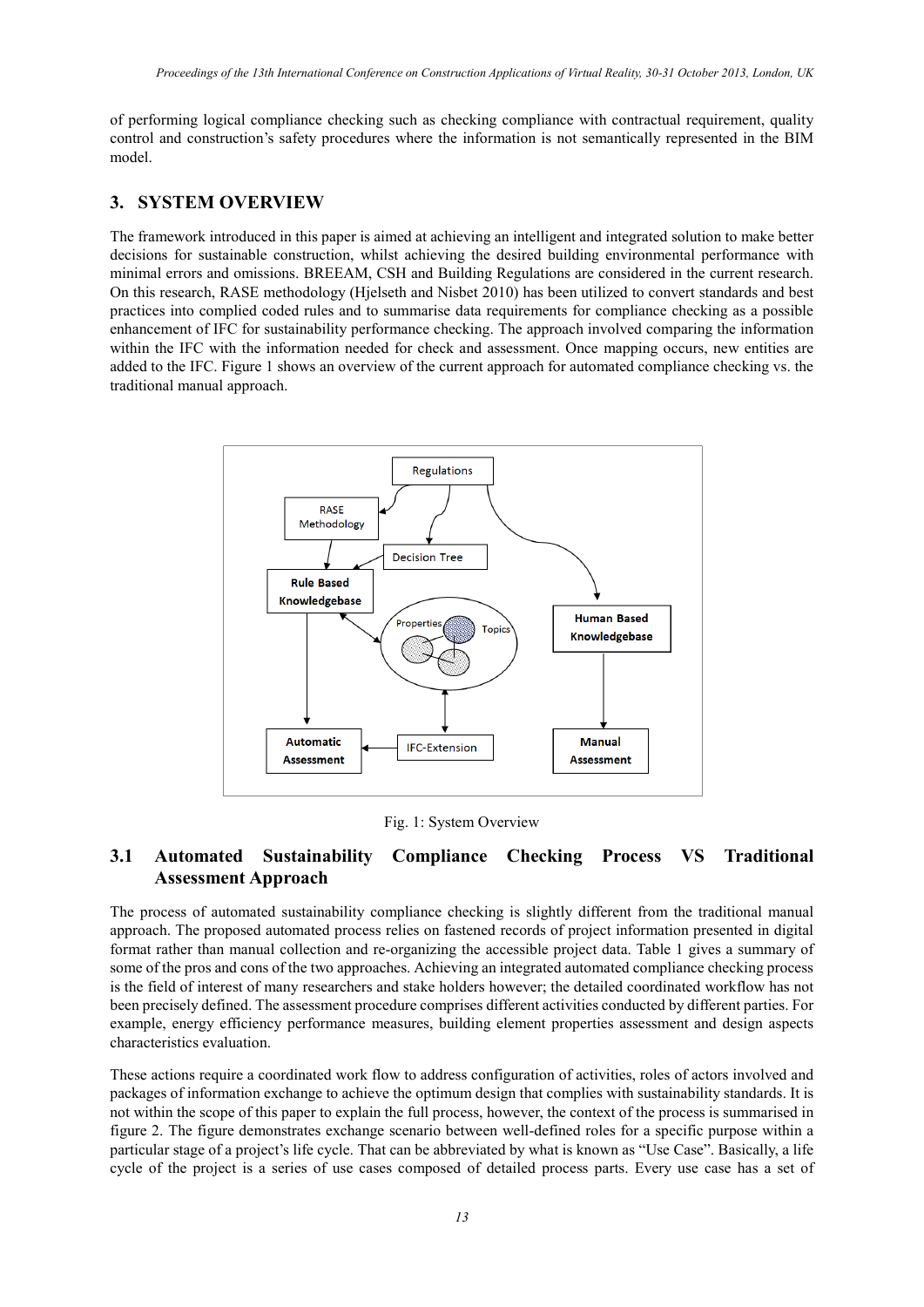of performing logical compliance checking such as checking compliance with contractual requirement, quality control and construction's safety procedures where the information is not semantically represented in the BIM model.

## 3. SYSTEM OVERVIEW

The framework introduced in this paper is aimed at achieving an intelligent and integrated solution to make better decisions for sustainable construction, whilst achieving the desired building environmental performance with minimal errors and omissions. BREEAM, CSH and Building Regulations are considered in the current research. On this research, RASE methodology (Hjelseth and Nisbet 2010) has been utilized to convert standards and best practices into complied coded rules and to summarise data requirements for compliance checking as a possible enhancement of IFC for sustainability performance checking. The approach involved comparing the information within the IFC with the information needed for check and assessment. Once mapping occurs, new entities are added to the IFC. Figure 1 shows an overview of the current approach for automated compliance checking vs. the traditional manual approach.

Fig. 1: System Overview

### 3.1 Automated Sustainability Compliance Checking Process VS Traditional Assessment Approach

The process of automated sustainability compliance checking is slightly different from the traditional manual approach. The proposed automated process relies on fastened records of project information presented in digital format rather than manual collection and re-organizing the accessible project data. Table 1 gives a summary of some of the pros and cons of the two approaches. Achieving an integrated automated compliance checking process is the field of interest of many researchers and stake holders however; the detailed coordinated workflow has not been precisely defined. The assessment procedure comprises different activities conducted by different parties. For example, energy efficiency performance measures, building element properties assessment and design aspects characteristics evaluation.

These actions require a coordinated work flow to address configuration of activities, roles of actors involved and packages of information exchange to achieve the optimum design that complies with sustainability standards. It is not within the scope of this paper to explain the full process, however, the context of the process is summarised in figure 2. The figure demonstrates exchange scenario between well-defined roles for a specific purpose within a particular stage of a project's life cycle. That can be abbreviated by what is known as "Use Case". Basically, a life cycle of the project is a series of use cases composed of detailed process parts. Every use case has a set of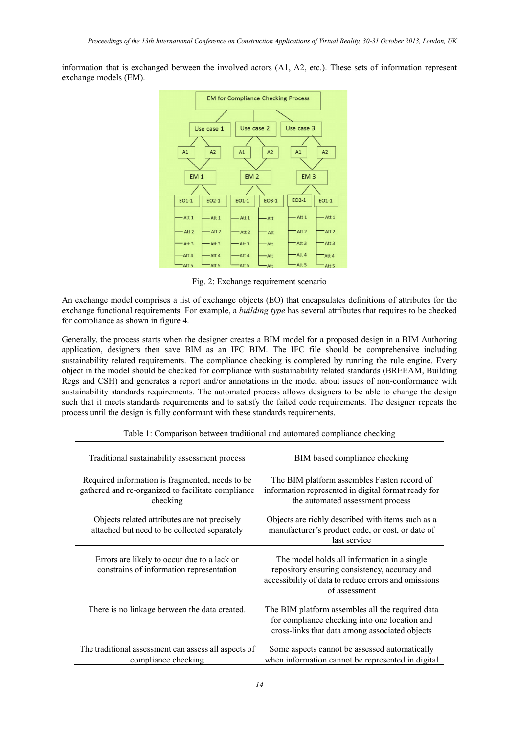information that is exchanged between the involved actors (A1, A2, etc.). These sets of information represent exchange models (EM).

Fig. 2: Exchange requirement scenario

An exchange model comprises a list of exchange objects (EO) that encapsulates definitions of attributes for the exchange functional requirements. For example, a *building type* has several attributes that requires to be checked for compliance as shown in figure 4.

Generally, the process starts when the designer creates a BIM model for a proposed design in a BIM Authoring application, designers then save BIM as an IFC BIM. The IFC file should be comprehensive including sustainability related requirements. The compliance checking is completed by running the rule engine. Every object in the model should be checked for compliance with sustainability related standards (BREEAM, Building Regs and CSH) and generates a report and/or annotations in the model about issues of non-conformance with sustainability standards requirements. The automated process allows designers to be able to change the design such that it meets standards requirements and to satisfy the failed code requirements. The designer repeats the process until the design is fully conformant with these standards requirements.

Table 1: Comparison between traditional and automated compliance checking

| Traditional sustainability assessment process | BIM based compliance checking |
|---|---|
| Required information is fragmented, needs to be gathered and re-organized to facilitate compliance checking | The BIM platform assembles Fasten record of information represented in digital format ready for the automated assessment process |
| Objects related attributes are not precisely attached but need to be collected separately | Objects are richly described with items such as a manufacturer's product code, or cost, or date of last service |
| Errors are likely to occur due to a lack or constrains of information representation | The model holds all information in a single repository ensuring consistency, accuracy and accessibility of data to reduce errors and omissions of assessment |
| There is no linkage between the data created. | The BIM platform assembles all the required data for compliance checking into one location and cross-links that data among associated objects |
| The traditional assessment can assess all aspects of compliance checking | Some aspects cannot be assessed automatically when information cannot be represented in digital |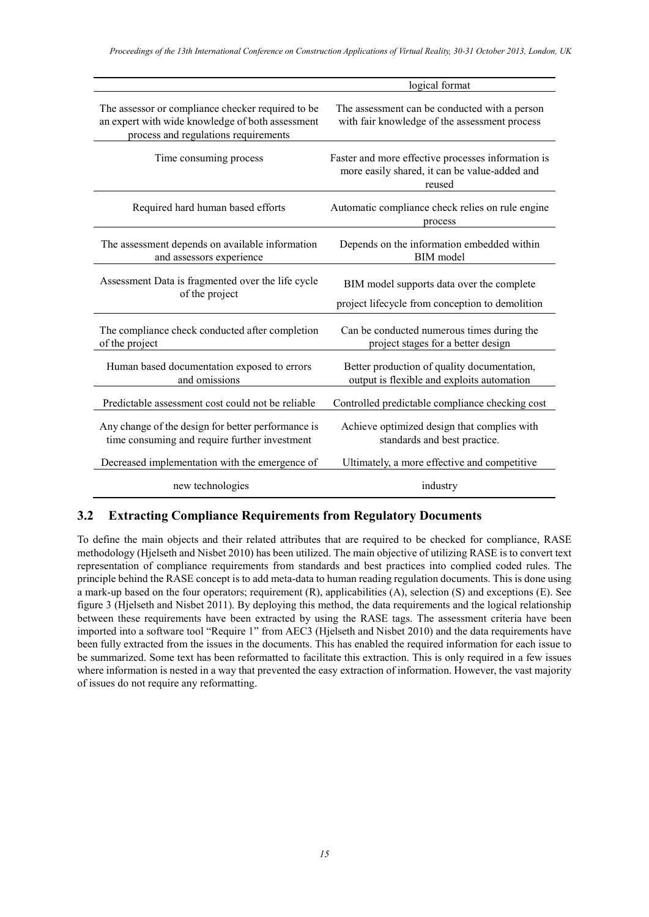| | logical format |
|---|---|
| The assessor or compliance checker required to be an expert with wide knowledge of both assessment process and regulations requirements | The assessment can be conducted with a person with fair knowledge of the assessment process |
| Time consuming process | Faster and more effective processes information is more easily shared, it can be value-added and reused |
| Required hard human based efforts | Automatic compliance check relies on rule engine process |
| The assessment depends on available information and assessors experience | Depends on the information embedded within BIM model |
| Assessment Data is fragmented over the life cycle of the project | BIM model supports data over the complete project lifecycle from conception to demolition |
| The compliance check conducted after completion of the project | Can be conducted numerous times during the project stages for a better design |
| Human based documentation exposed to errors and omissions | Better production of quality documentation, output is flexible and exploits automation |
| Predictable assessment cost could not be reliable | Controlled predictable compliance checking cost |
| Any change of the design for better performance is time consuming and require further investment | Achieve optimized design that complies with standards and best practice. |
| Decreased implementation with the emergence of new technologies | Ultimately, a more effective and competitive industry |

## 3.2 Extracting Compliance Requirements from Regulatory Documents

To define the main objects and their related attributes that are required to be checked for compliance, RASE methodology (Hjelseth and Nisbet 2010) has been utilized. The main objective of utilizing RASE is to convert text representation of compliance requirements from standards and best practices into complied coded rules. The principle behind the RASE concept is to add meta-data to human reading regulation documents. This is done using a mark-up based on the four operators; requirement (R), applicabilities (A), selection (S) and exceptions (E). See figure 3 (Hjelseth and Nisbet 2011). By deploying this method, the data requirements and the logical relationship between these requirements have been extracted by using the RASE tags. The assessment criteria have been imported into a software tool "Require 1" from AEC3 (Hjelseth and Nisbet 2010) and the data requirements have been fully extracted from the issues in the documents. This has enabled the required information for each issue to be summarized. Some text has been reformatted to facilitate this extraction. This is only required in a few issues where information is nested in a way that prevented the easy extraction of information. However, the vast majority of issues do not require any reformatting.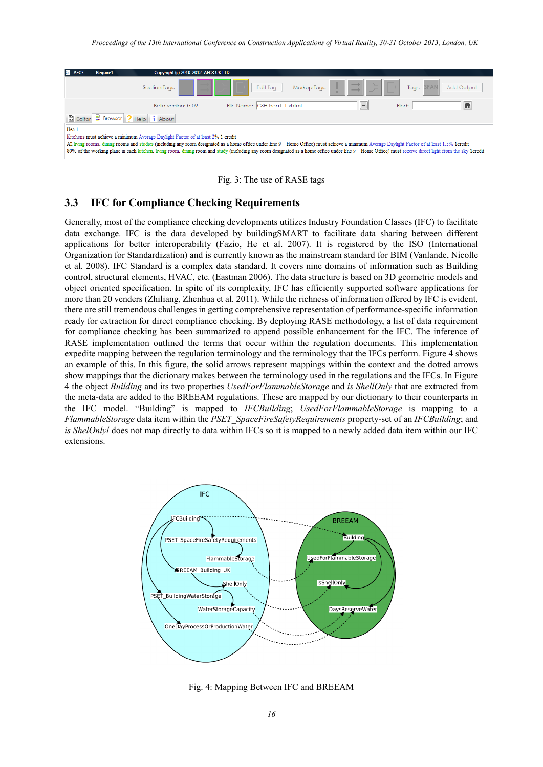Fig. 3: The use of RASE tags

## 3.3 IFC for Compliance Checking Requirements

Generally, most of the compliance checking developments utilizes Industry Foundation Classes (IFC) to facilitate data exchange. IFC is the data developed by buildingSMART to facilitate data sharing between different applications for better interoperability (Fazio, He et al. 2007). It is registered by the ISO (International Organization for Standardization) and is currently known as the mainstream standard for BIM (Vanlande, Nicolle et al. 2008). IFC Standard is a complex data standard. It covers nine domains of information such as Building control, structural elements, HVAC, etc. (Eastman 2006). The data structure is based on 3D geometric models and object oriented specification. In spite of its complexity, IFC has efficiently supported software applications for more than 20 venders (Zhiliang, Zhenhua et al. 2011). While the richness of information offered by IFC is evident, there are still tremendous challenges in getting comprehensive representation of performance-specific information ready for extraction for direct compliance checking. By deploying RASE methodology, a list of data requirement for compliance checking has been summarized to append possible enhancement for the IFC. The inference of RASE implementation outlined the terms that occur within the regulation documents. This implementation expedite mapping between the regulation terminology and the terminology that the IFCs perform. Figure 4 shows an example of this. In this figure, the solid arrows represent mappings within the context and the dotted arrows show mappings that the dictionary makes between the terminology used in the regulations and the IFCs. In Figure 4 the object *Building* and its two properties *UsedForFlammableStorage* and *is ShellOnly* that are extracted from the meta-data are added to the BREEAM regulations. These are mapped by our dictionary to their counterparts in the IFC model. "Building" is mapped to *IFCBuilding*; *UsedForFlammableStorage* is mapping to a *FlammableStorage* data item within the *PSET_SpaceFireSafetyRequirements* property-set of an *IFCBuilding*; and *is ShelOnlyl* does not map directly to data within IFCs so it is mapped to a newly added data item within our IFC extensions.

Fig. 4: Mapping Between IFC and BREEAM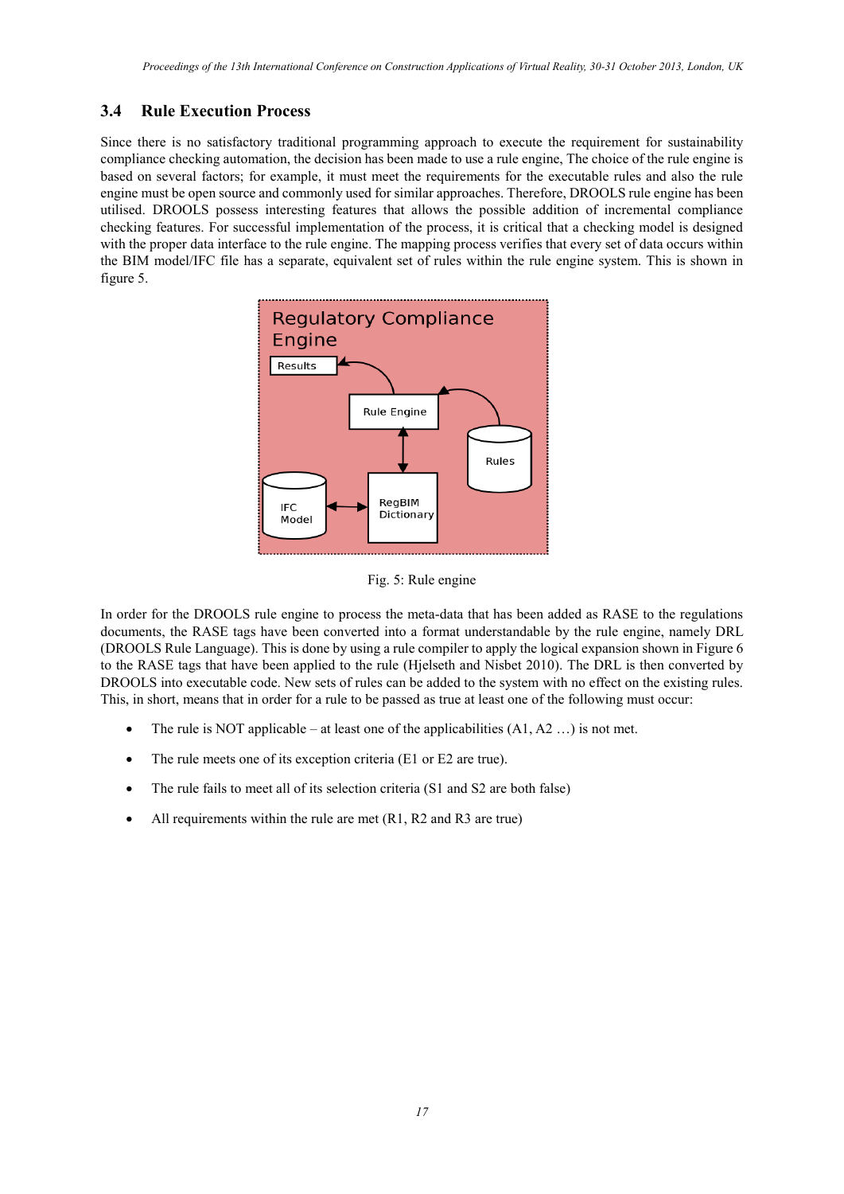### 3.4 Rule Execution Process

Since there is no satisfactory traditional programming approach to execute the requirement for sustainability compliance checking automation, the decision has been made to use a rule engine, The choice of the rule engine is based on several factors; for example, it must meet the requirements for the executable rules and also the rule engine must be open source and commonly used for similar approaches. Therefore, DROOLS rule engine has been utilised. DROOLS possess interesting features that allows the possible addition of incremental compliance checking features. For successful implementation of the process, it is critical that a checking model is designed with the proper data interface to the rule engine. The mapping process verifies that every set of data occurs within the BIM model/IFC file has a separate, equivalent set of rules within the rule engine system. This is shown in figure 5.

Fig. 5: Rule engine

In order for the DROOLS rule engine to process the meta-data that has been added as RASE to the regulations documents, the RASE tags have been converted into a format understandable by the rule engine, namely DRL (DROOLS Rule Language). This is done by using a rule compiler to apply the logical expansion shown in Figure 6 to the RASE tags that have been applied to the rule (Hjelseth and Nisbet 2010). The DRL is then converted by DROOLS into executable code. New sets of rules can be added to the system with no effect on the existing rules. This, in short, means that in order for a rule to be passed as true at least one of the following must occur:

- The rule is NOT applicable – at least one of the applicabilities (A1, A2 …) is not met.
- The rule meets one of its exception criteria (E1 or E2 are true).
- The rule fails to meet all of its selection criteria (S1 and S2 are both false)
- All requirements within the rule are met (R1, R2 and R3 are true)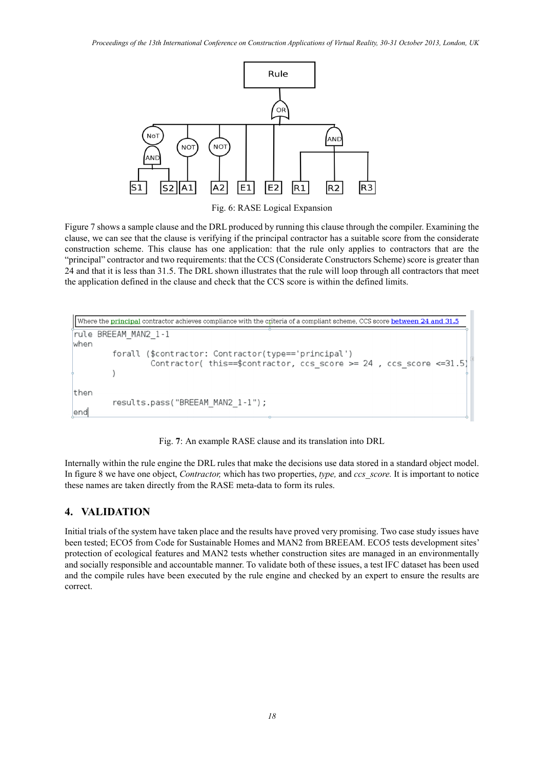Fig. 6: RASE Logical Expansion

Figure 7 shows a sample clause and the DRL produced by running this clause through the compiler. Examining the clause, we can see that the clause is verifying if the principal contractor has a suitable score from the considerate construction scheme. This clause has one application: that the rule only applies to contractors that are the "principal" contractor and two requirements: that the CCS (Considerate Constructors Scheme) score is greater than 24 and that it is less than 31.5. The DRL shown illustrates that the rule will loop through all contractors that meet the application defined in the clause and check that the CCS score is within the defined limits.

Where the principal contractor achieves compliance with the criteria of a compliant scheme, CCS score between 24 and 31.5

```
rule BREEAM_MAN2_1-1
when
        forall ($contractor: Contractor(type=='principal')
                Contractor( this==$contractor, ccs_score >= 24 , ccs_score <=31.5)
        )

then
        results.pass("BREEAM_MAN2_1-1");
end
```

Fig. 7: An example RASE clause and its translation into DRL

Internally within the rule engine the DRL rules that make the decisions use data stored in a standard object model. In figure 8 we have one object, *Contractor,* which has two properties, *type,* and *ccs_score.* It is important to notice these names are taken directly from the RASE meta-data to form its rules.

## 4. VALIDATION

Initial trials of the system have taken place and the results have proved very promising. Two case study issues have been tested; ECO5 from Code for Sustainable Homes and MAN2 from BREEAM. ECO5 tests development sites' protection of ecological features and MAN2 tests whether construction sites are managed in an environmentally and socially responsible and accountable manner. To validate both of these issues, a test IFC dataset has been used and the compile rules have been executed by the rule engine and checked by an expert to ensure the results are correct.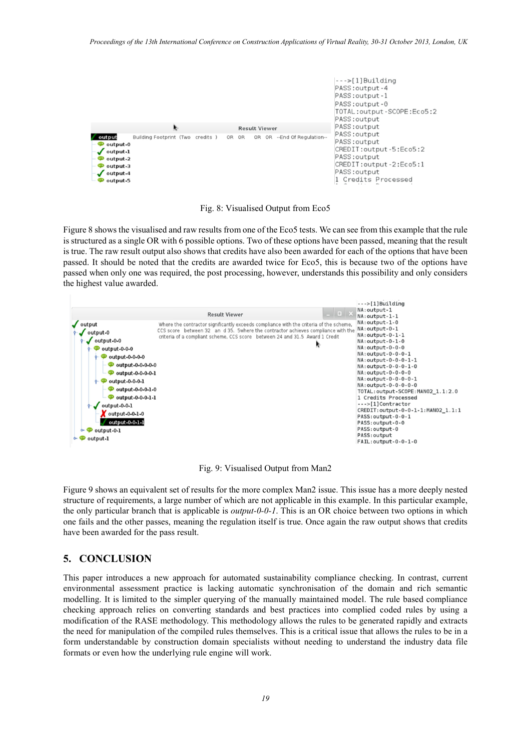Fig. 8: Visualised Output from Eco5

Figure 8 shows the visualised and raw results from one of the Eco5 tests. We can see from this example that the rule is structured as a single OR with 6 possible options. Two of these options have been passed, meaning that the result is true. The raw result output also shows that credits have also been awarded for each of the options that have been passed. It should be noted that the credits are awarded twice for Eco5, this is because two of the options have passed when only one was required, the post processing, however, understands this possibility and only considers the highest value awarded.

Fig. 9: Visualised Output from Man2

Figure 9 shows an equivalent set of results for the more complex Man2 issue. This issue has a more deeply nested structure of requirements, a large number of which are not applicable in this example. In this particular example, the only particular branch that is applicable is *output-0-0-1*. This is an OR choice between two options in which one fails and the other passes, meaning the regulation itself is true. Once again the raw output shows that credits have been awarded for the pass result.

## 5. CONCLUSION

This paper introduces a new approach for automated sustainability compliance checking. In contrast, current environmental assessment practice is lacking automatic synchronisation of the domain and rich semantic modelling. It is limited to the simpler querying of the manually maintained model. The rule based compliance checking approach relies on converting standards and best practices into complied coded rules by using a modification of the RASE methodology. This methodology allows the rules to be generated rapidly and extracts the need for manipulation of the compiled rules themselves. This is a critical issue that allows the rules to be in a form understandable by construction domain specialists without needing to understand the industry data file formats or even how the underlying rule engine will work.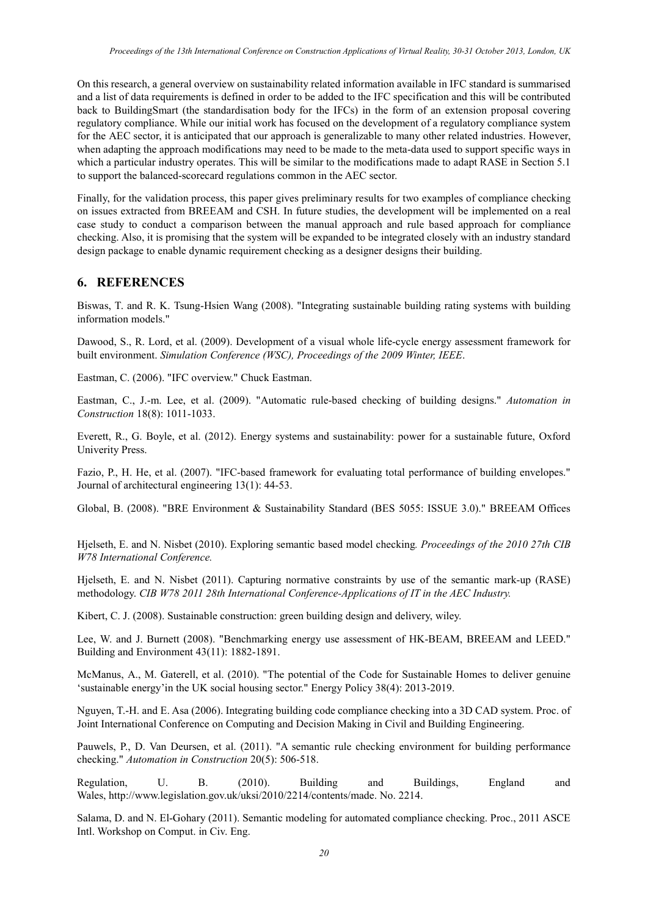On this research, a general overview on sustainability related information available in IFC standard is summarised and a list of data requirements is defined in order to be added to the IFC specification and this will be contributed back to BuildingSmart (the standardisation body for the IFCs) in the form of an extension proposal covering regulatory compliance. While our initial work has focused on the development of a regulatory compliance system for the AEC sector, it is anticipated that our approach is generalizable to many other related industries. However, when adapting the approach modifications may need to be made to the meta-data used to support specific ways in which a particular industry operates. This will be similar to the modifications made to adapt RASE in Section 5.1 to support the balanced-scorecard regulations common in the AEC sector.

Finally, for the validation process, this paper gives preliminary results for two examples of compliance checking on issues extracted from BREEAM and CSH. In future studies, the development will be implemented on a real case study to conduct a comparison between the manual approach and rule based approach for compliance checking. Also, it is promising that the system will be expanded to be integrated closely with an industry standard design package to enable dynamic requirement checking as a designer designs their building.

## 6. REFERENCES

Biswas, T. and R. K. Tsung-Hsien Wang (2008). "Integrating sustainable building rating systems with building information models."

Dawood, S., R. Lord, et al. (2009). Development of a visual whole life-cycle energy assessment framework for built environment. *Simulation Conference (WSC), Proceedings of the 2009 Winter, IEEE*.

Eastman, C. (2006). "IFC overview." Chuck Eastman.

Eastman, C., J.-m. Lee, et al. (2009). "Automatic rule-based checking of building designs." *Automation in Construction* 18(8): 1011-1033.

Everett, R., G. Boyle, et al. (2012). Energy systems and sustainability: power for a sustainable future, Oxford Univerity Press.

Fazio, P., H. He, et al. (2007). "IFC-based framework for evaluating total performance of building envelopes." Journal of architectural engineering 13(1): 44-53.

Global, B. (2008). "BRE Environment & Sustainability Standard (BES 5055: ISSUE 3.0)." BREEAM Offices

Hjelseth, E. and N. Nisbet (2010). Exploring semantic based model checking*. Proceedings of the 2010 27th CIB W78 International Conference.*

Hjelseth, E. and N. Nisbet (2011). Capturing normative constraints by use of the semantic mark-up (RASE) methodology. *CIB W78 2011 28th International Conference-Applications of IT in the AEC Industry.*

Kibert, C. J. (2008). Sustainable construction: green building design and delivery, wiley.

Lee, W. and J. Burnett (2008). "Benchmarking energy use assessment of HK-BEAM, BREEAM and LEED." Building and Environment 43(11): 1882-1891.

McManus, A., M. Gaterell, et al. (2010). "The potential of the Code for Sustainable Homes to deliver genuine 'sustainable energy'in the UK social housing sector." Energy Policy 38(4): 2013-2019.

Nguyen, T.-H. and E. Asa (2006). Integrating building code compliance checking into a 3D CAD system. Proc. of Joint International Conference on Computing and Decision Making in Civil and Building Engineering.

Pauwels, P., D. Van Deursen, et al. (2011). "A semantic rule checking environment for building performance checking." *Automation in Construction* 20(5): 506-518.

Regulation, U. B. (2010). Building and Buildings, England and Wales, http://www.legislation.gov.uk/uksi/2010/2214/contents/made. No. 2214.

Salama, D. and N. El-Gohary (2011). Semantic modeling for automated compliance checking. Proc., 2011 ASCE Intl. Workshop on Comput. in Civ. Eng.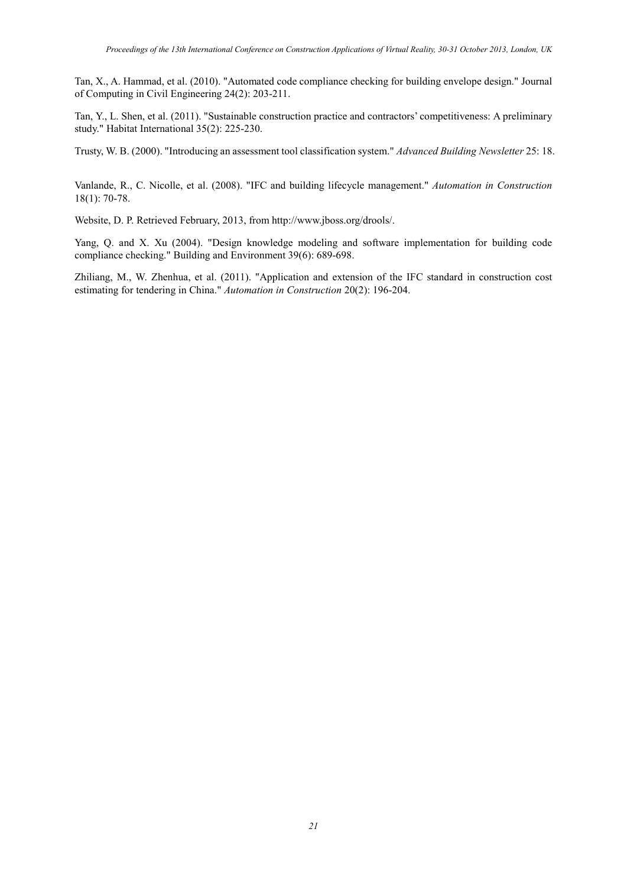Tan, X., A. Hammad, et al. (2010). "Automated code compliance checking for building envelope design." Journal of Computing in Civil Engineering 24(2): 203-211.

Tan, Y., L. Shen, et al. (2011). "Sustainable construction practice and contractors' competitiveness: A preliminary study." Habitat International 35(2): 225-230.

Trusty, W. B. (2000). "Introducing an assessment tool classification system." *Advanced Building Newsletter* 25: 18.

Vanlande, R., C. Nicolle, et al. (2008). "IFC and building lifecycle management." *Automation in Construction* 18(1): 70-78.

Website, D. P. Retrieved February, 2013, from http://www.jboss.org/drools/.

Yang, Q. and X. Xu (2004). "Design knowledge modeling and software implementation for building code compliance checking." Building and Environment 39(6): 689-698.

Zhiliang, M., W. Zhenhua, et al. (2011). "Application and extension of the IFC standard in construction cost estimating for tendering in China." *Automation in Construction* 20(2): 196-204.